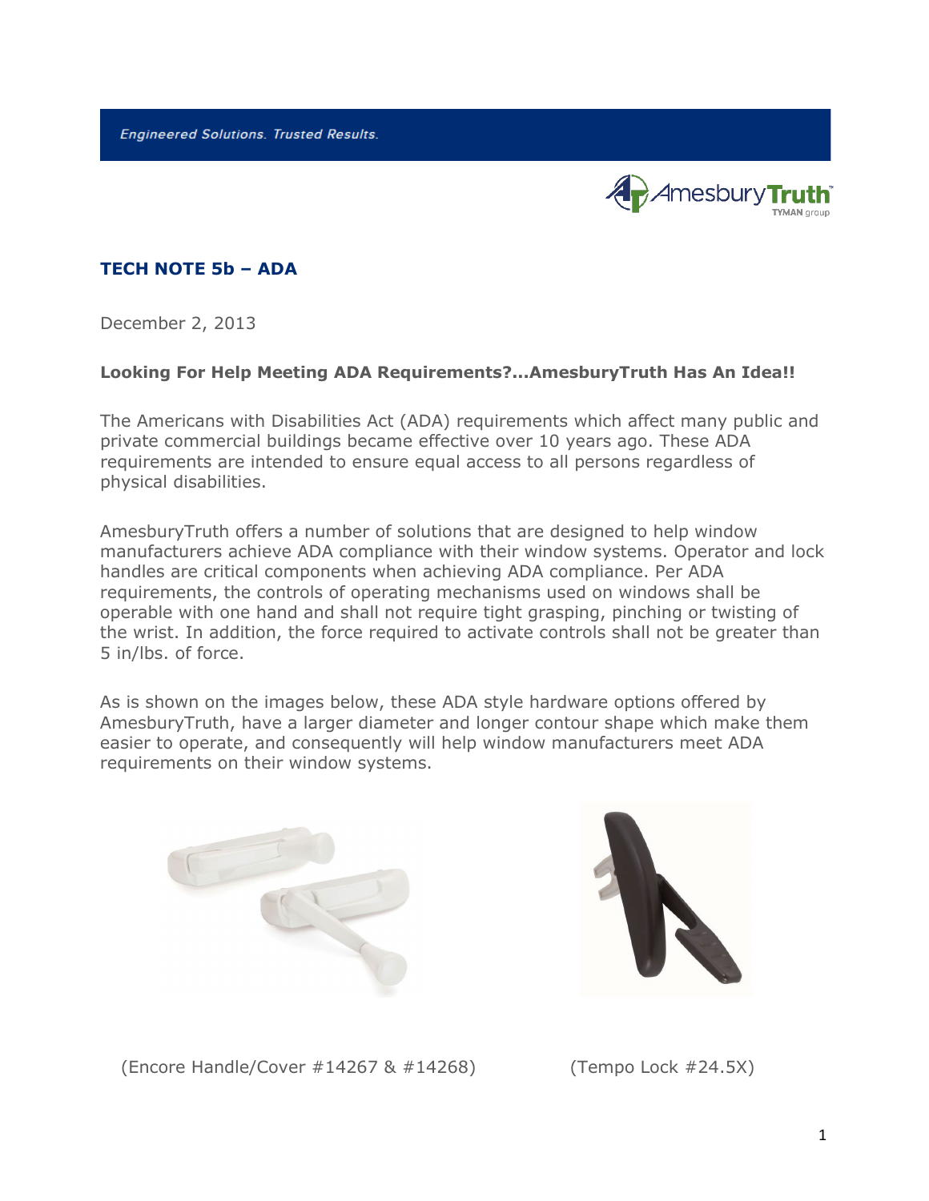*Engineered Solutions. Trusted Results.*

AmesburyTruth
TYMAN group

## TECH NOTE 5b – ADA

December 2, 2013

**Looking For Help Meeting ADA Requirements?...AmesburyTruth Has An Idea!!**

The Americans with Disabilities Act (ADA) requirements which affect many public and private commercial buildings became effective over 10 years ago. These ADA requirements are intended to ensure equal access to all persons regardless of physical disabilities.

AmesburyTruth offers a number of solutions that are designed to help window manufacturers achieve ADA compliance with their window systems. Operator and lock handles are critical components when achieving ADA compliance. Per ADA requirements, the controls of operating mechanisms used on windows shall be operable with one hand and shall not require tight grasping, pinching or twisting of the wrist. In addition, the force required to activate controls shall not be greater than 5 in/lbs. of force.

As is shown on the images below, these ADA style hardware options offered by AmesburyTruth, have a larger diameter and longer contour shape which make them easier to operate, and consequently will help window manufacturers meet ADA requirements on their window systems.

(Encore Handle/Cover #14267 & #14268)

(Tempo Lock #24.5X)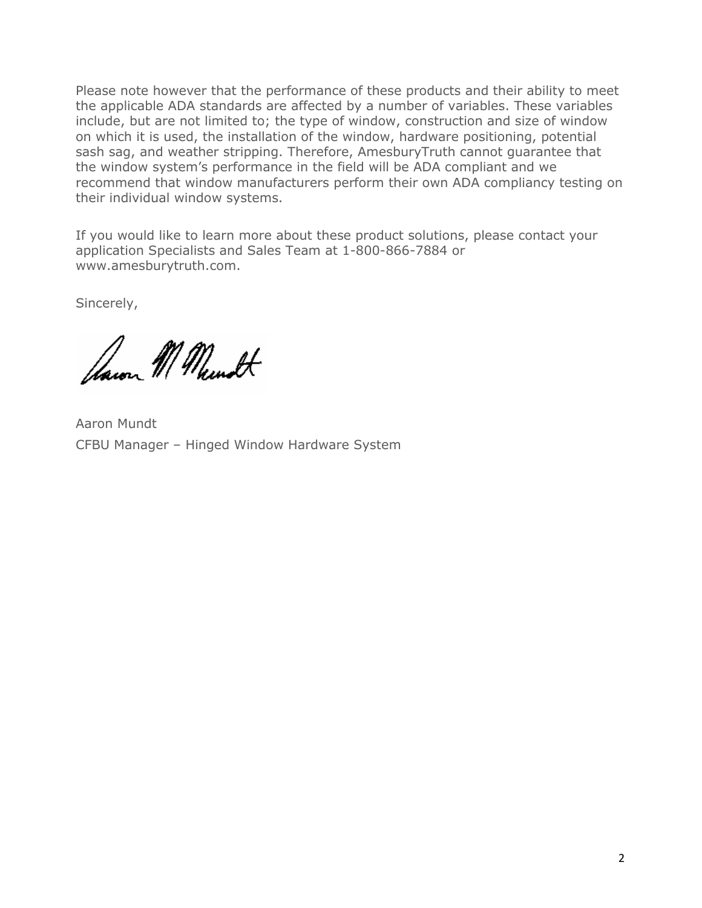Please note however that the performance of these products and their ability to meet the applicable ADA standards are affected by a number of variables. These variables include, but are not limited to; the type of window, construction and size of window on which it is used, the installation of the window, hardware positioning, potential sash sag, and weather stripping. Therefore, AmesburyTruth cannot guarantee that the window system's performance in the field will be ADA compliant and we recommend that window manufacturers perform their own ADA compliancy testing on their individual window systems.

If you would like to learn more about these product solutions, please contact your application Specialists and Sales Team at 1-800-866-7884 or www.amesburytruth.com.

Sincerely,

Aaron Mundt
CFBU Manager – Hinged Window Hardware System